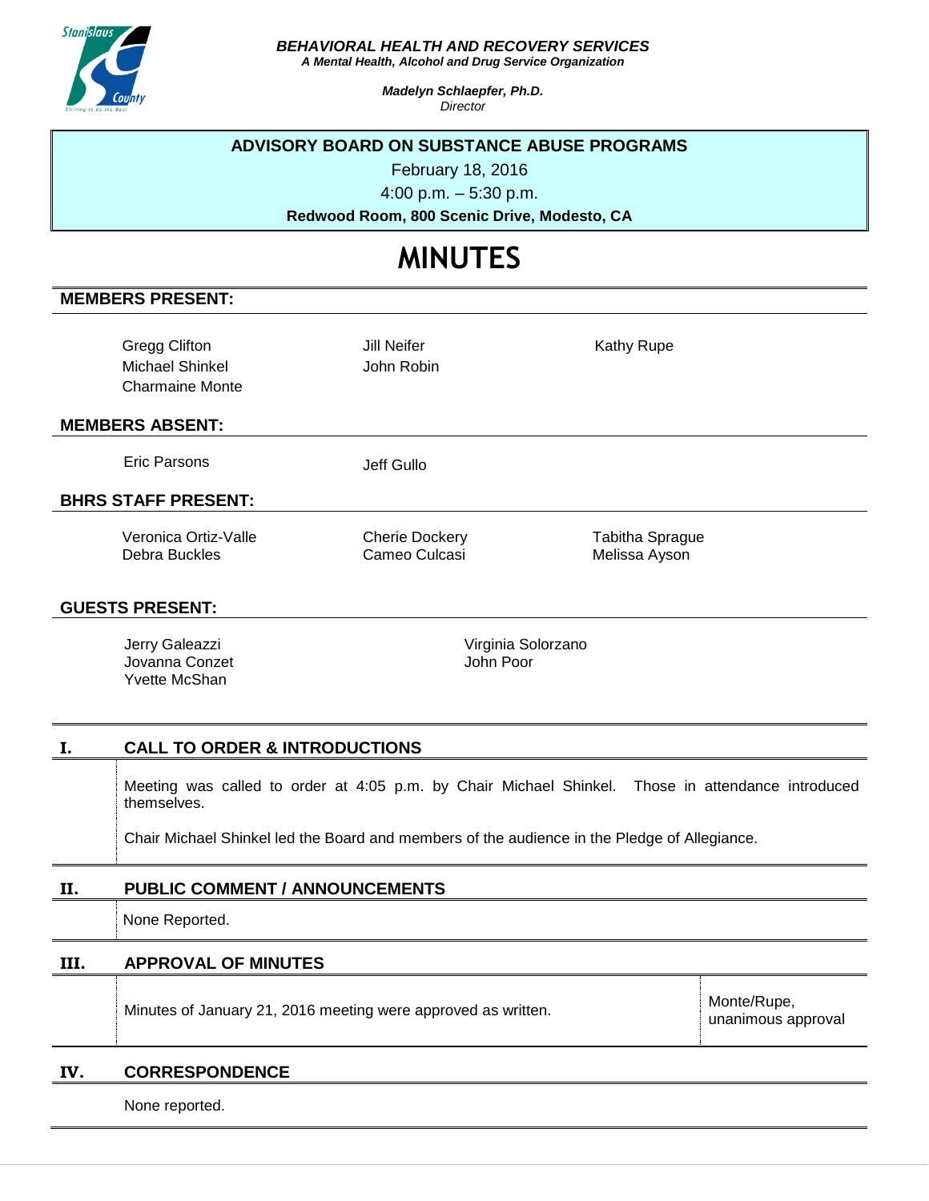***BEHAVIORAL HEALTH AND RECOVERY SERVICES***
***A Mental Health, Alcohol and Drug Service Organization***

***Madelyn Schlaepfer, Ph.D.***
*Director*

**ADVISORY BOARD ON SUBSTANCE ABUSE PROGRAMS**

February 18, 2016

4:00 p.m. – 5:30 p.m.

**Redwood Room, 800 Scenic Drive, Modesto, CA**

# MINUTES

## MEMBERS PRESENT:

Gregg Clifton
Michael Shinkel
Charmaine Monte
Jill Neifer
John Robin
Kathy Rupe

## MEMBERS ABSENT:

Eric Parsons
Jeff Gullo

## BHRS STAFF PRESENT:

Veronica Ortiz-Valle
Debra Buckles
Cherie Dockery
Cameo Culcasi
Tabitha Sprague
Melissa Ayson

## GUESTS PRESENT:

Jerry Galeazzi
Jovanna Conzet
Yvette McShan
Virginia Solorzano
John Poor

## I. CALL TO ORDER & INTRODUCTIONS

Meeting was called to order at 4:05 p.m. by Chair Michael Shinkel. Those in attendance introduced themselves.

Chair Michael Shinkel led the Board and members of the audience in the Pledge of Allegiance.

## II. PUBLIC COMMENT / ANNOUNCEMENTS

None Reported.

## III. APPROVAL OF MINUTES

| | |
|---|---|
| Minutes of January 21, 2016 meeting were approved as written. | Monte/Rupe, unanimous approval |

## IV. CORRESPONDENCE

None reported.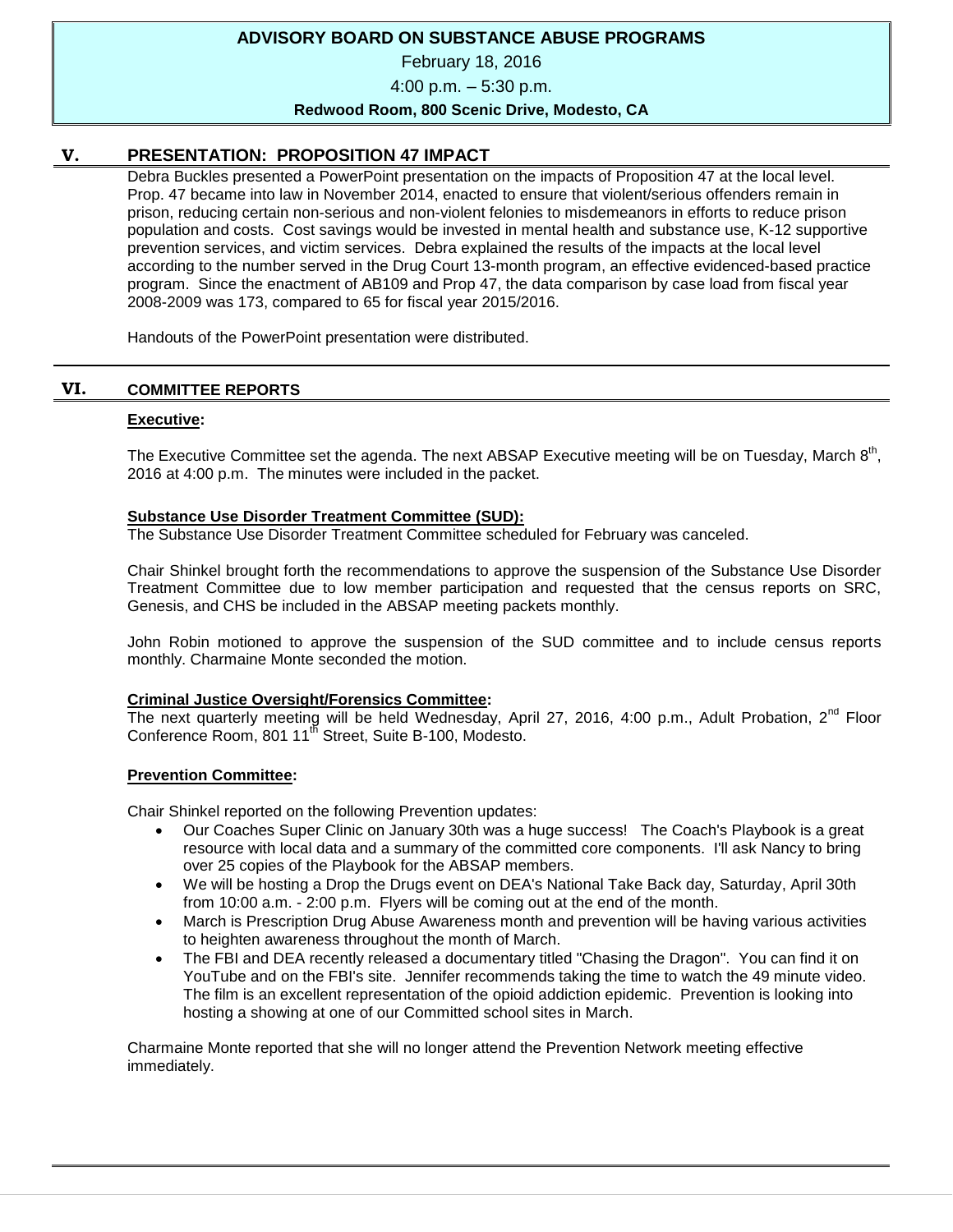**ADVISORY BOARD ON SUBSTANCE ABUSE PROGRAMS**

February 18, 2016

4:00 p.m. – 5:30 p.m.

**Redwood Room, 800 Scenic Drive, Modesto, CA**

## V. PRESENTATION: PROPOSITION 47 IMPACT

Debra Buckles presented a PowerPoint presentation on the impacts of Proposition 47 at the local level. Prop. 47 became into law in November 2014, enacted to ensure that violent/serious offenders remain in prison, reducing certain non-serious and non-violent felonies to misdemeanors in efforts to reduce prison population and costs. Cost savings would be invested in mental health and substance use, K-12 supportive prevention services, and victim services. Debra explained the results of the impacts at the local level according to the number served in the Drug Court 13-month program, an effective evidenced-based practice program. Since the enactment of AB109 and Prop 47, the data comparison by case load from fiscal year 2008-2009 was 173, compared to 65 for fiscal year 2015/2016.

Handouts of the PowerPoint presentation were distributed.

## VI. COMMITTEE REPORTS

**Executive:**

The Executive Committee set the agenda. The next ABSAP Executive meeting will be on Tuesday, March 8th, 2016 at 4:00 p.m. The minutes were included in the packet.

**Substance Use Disorder Treatment Committee (SUD):**

The Substance Use Disorder Treatment Committee scheduled for February was canceled.

Chair Shinkel brought forth the recommendations to approve the suspension of the Substance Use Disorder Treatment Committee due to low member participation and requested that the census reports on SRC, Genesis, and CHS be included in the ABSAP meeting packets monthly.

John Robin motioned to approve the suspension of the SUD committee and to include census reports monthly. Charmaine Monte seconded the motion.

**Criminal Justice Oversight/Forensics Committee:**

The next quarterly meeting will be held Wednesday, April 27, 2016, 4:00 p.m., Adult Probation, 2nd Floor Conference Room, 801 11th Street, Suite B-100, Modesto.

**Prevention Committee:**

Chair Shinkel reported on the following Prevention updates:

- Our Coaches Super Clinic on January 30th was a huge success! The Coach's Playbook is a great resource with local data and a summary of the committed core components. I'll ask Nancy to bring over 25 copies of the Playbook for the ABSAP members.
- We will be hosting a Drop the Drugs event on DEA's National Take Back day, Saturday, April 30th from 10:00 a.m. - 2:00 p.m. Flyers will be coming out at the end of the month.
- March is Prescription Drug Abuse Awareness month and prevention will be having various activities to heighten awareness throughout the month of March.
- The FBI and DEA recently released a documentary titled "Chasing the Dragon". You can find it on YouTube and on the FBI's site. Jennifer recommends taking the time to watch the 49 minute video. The film is an excellent representation of the opioid addiction epidemic. Prevention is looking into hosting a showing at one of our Committed school sites in March.

Charmaine Monte reported that she will no longer attend the Prevention Network meeting effective immediately.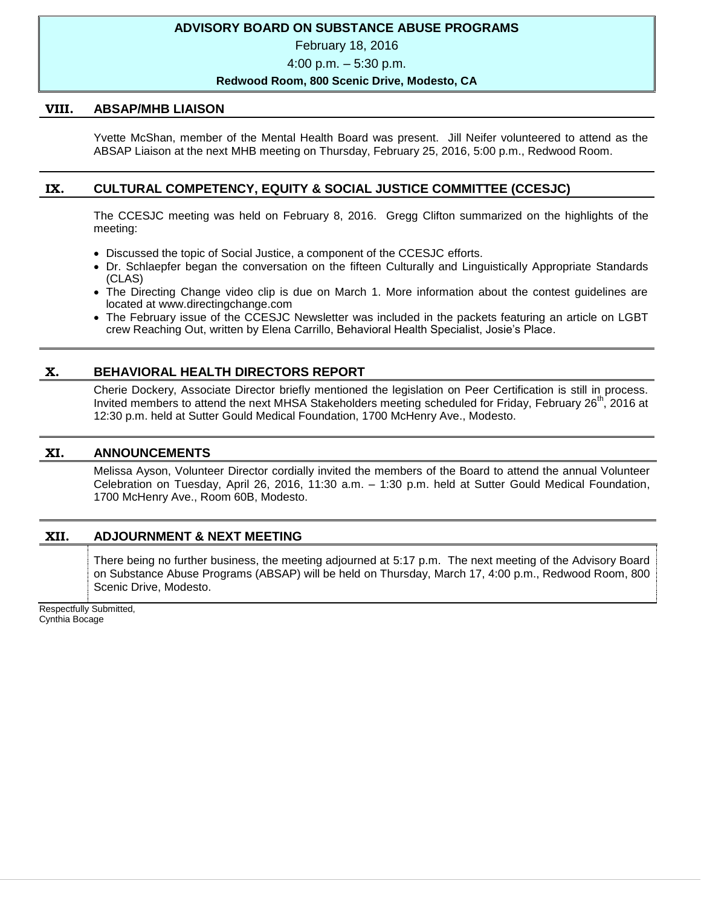**ADVISORY BOARD ON SUBSTANCE ABUSE PROGRAMS**
February 18, 2016
4:00 p.m. – 5:30 p.m.
**Redwood Room, 800 Scenic Drive, Modesto, CA**

## VIII. ABSAP/MHB LIAISON

Yvette McShan, member of the Mental Health Board was present. Jill Neifer volunteered to attend as the ABSAP Liaison at the next MHB meeting on Thursday, February 25, 2016, 5:00 p.m., Redwood Room.

## IX. CULTURAL COMPETENCY, EQUITY & SOCIAL JUSTICE COMMITTEE (CCESJC)

The CCESJC meeting was held on February 8, 2016. Gregg Clifton summarized on the highlights of the meeting:

- Discussed the topic of Social Justice, a component of the CCESJC efforts.
- Dr. Schlaepfer began the conversation on the fifteen Culturally and Linguistically Appropriate Standards (CLAS)
- The Directing Change video clip is due on March 1. More information about the contest guidelines are located at www.directingchange.com
- The February issue of the CCESJC Newsletter was included in the packets featuring an article on LGBT crew Reaching Out, written by Elena Carrillo, Behavioral Health Specialist, Josie's Place.

## X. BEHAVIORAL HEALTH DIRECTORS REPORT

Cherie Dockery, Associate Director briefly mentioned the legislation on Peer Certification is still in process. Invited members to attend the next MHSA Stakeholders meeting scheduled for Friday, February 26th, 2016 at 12:30 p.m. held at Sutter Gould Medical Foundation, 1700 McHenry Ave., Modesto.

## XI. ANNOUNCEMENTS

Melissa Ayson, Volunteer Director cordially invited the members of the Board to attend the annual Volunteer Celebration on Tuesday, April 26, 2016, 11:30 a.m. – 1:30 p.m. held at Sutter Gould Medical Foundation, 1700 McHenry Ave., Room 60B, Modesto.

## XII. ADJOURNMENT & NEXT MEETING

There being no further business, the meeting adjourned at 5:17 p.m. The next meeting of the Advisory Board on Substance Abuse Programs (ABSAP) will be held on Thursday, March 17, 4:00 p.m., Redwood Room, 800 Scenic Drive, Modesto.

Respectfully Submitted,
Cynthia Bocage